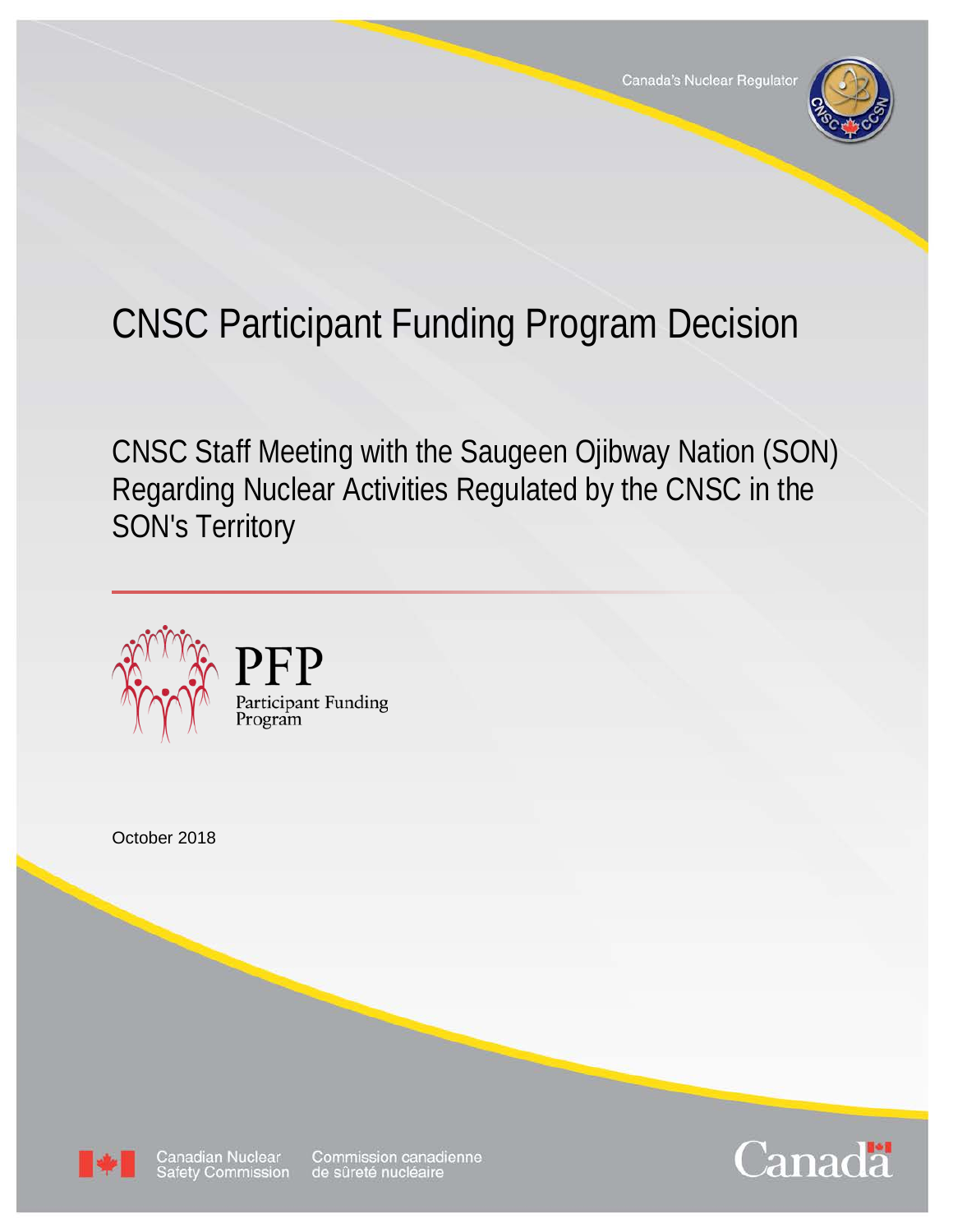Canada's Nuclear Regulator

# CNSC Participant Funding Program Decision

## CNSC Staff Meeting with the Saugeen Ojibway Nation (SON) Regarding Nuclear Activities Regulated by the CNSC in the SON's Territory

PFP
Participant Funding Program

October 2018

Canadian Nuclear Safety Commission | Commission canadienne de sûreté nucléaire

Canada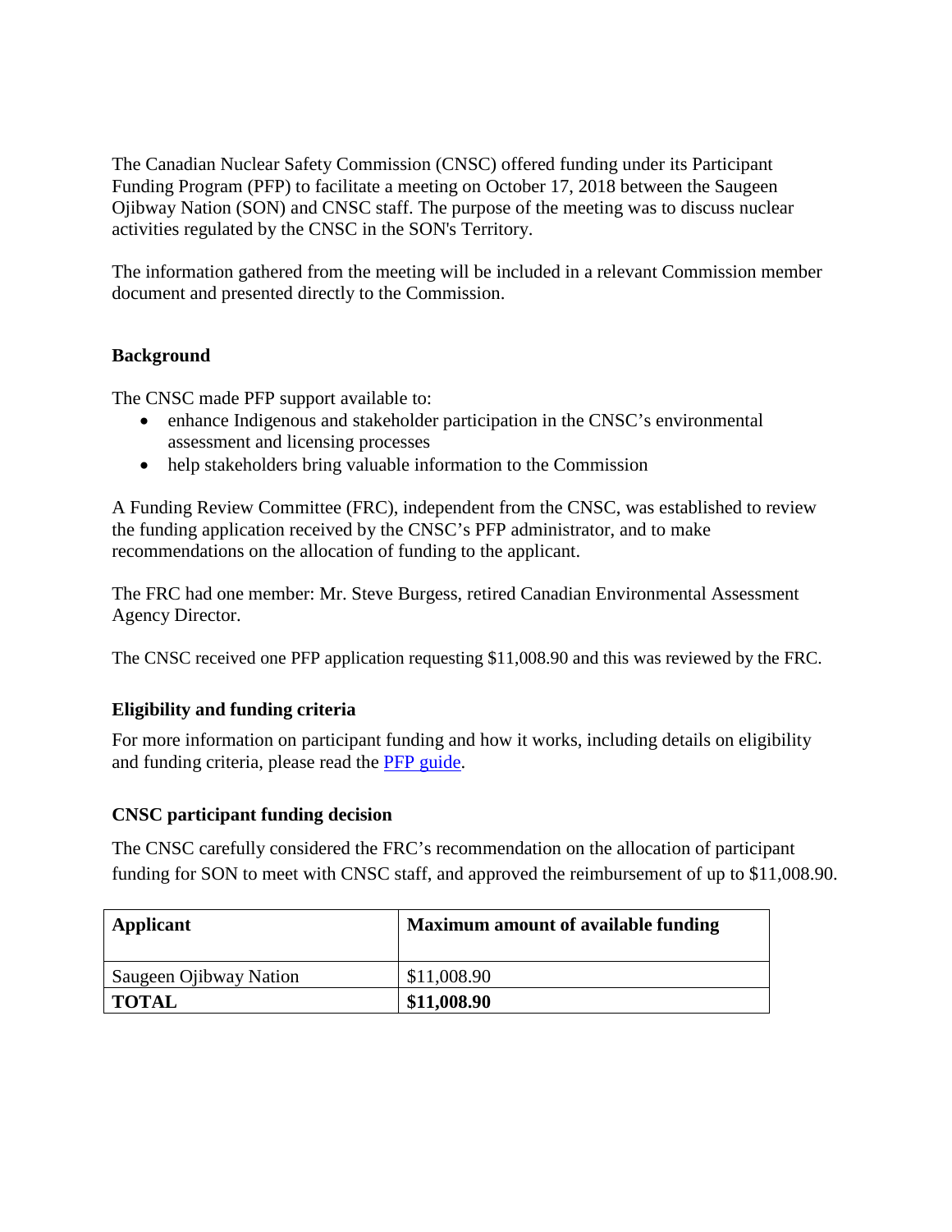The Canadian Nuclear Safety Commission (CNSC) offered funding under its Participant Funding Program (PFP) to facilitate a meeting on October 17, 2018 between the Saugeen Ojibway Nation (SON) and CNSC staff. The purpose of the meeting was to discuss nuclear activities regulated by the CNSC in the SON's Territory.

The information gathered from the meeting will be included in a relevant Commission member document and presented directly to the Commission.

**Background**

The CNSC made PFP support available to:

- enhance Indigenous and stakeholder participation in the CNSC's environmental assessment and licensing processes
- help stakeholders bring valuable information to the Commission

A Funding Review Committee (FRC), independent from the CNSC, was established to review the funding application received by the CNSC's PFP administrator, and to make recommendations on the allocation of funding to the applicant.

The FRC had one member: Mr. Steve Burgess, retired Canadian Environmental Assessment Agency Director.

The CNSC received one PFP application requesting $11,008.90 and this was reviewed by the FRC.

**Eligibility and funding criteria**

For more information on participant funding and how it works, including details on eligibility and funding criteria, please read the [PFP guide].

**CNSC participant funding decision**

The CNSC carefully considered the FRC's recommendation on the allocation of participant funding for SON to meet with CNSC staff, and approved the reimbursement of up to $11,008.90.

| Applicant | Maximum amount of available funding |
|---|---|
| Saugeen Ojibway Nation | $11,008.90 |
| **TOTAL** | **$11,008.90** |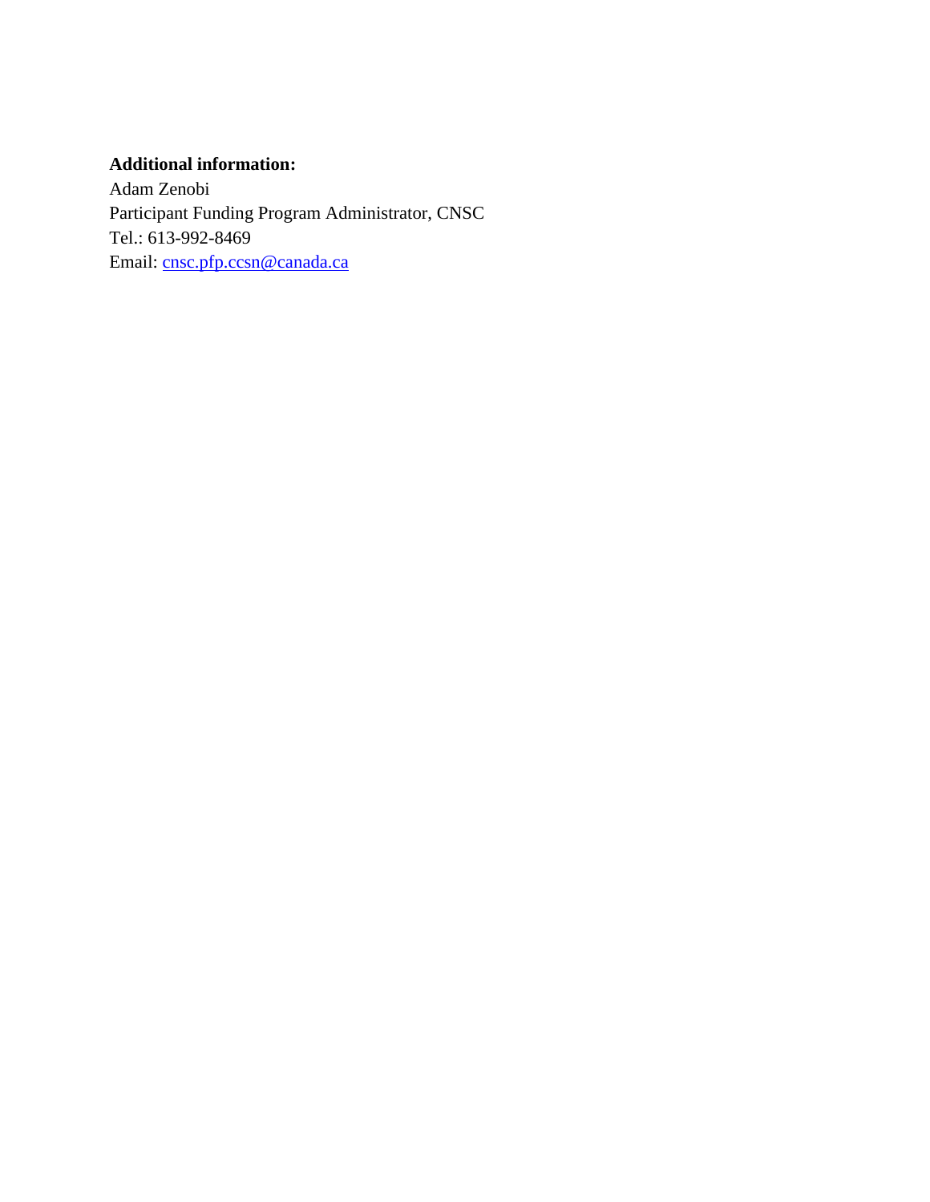**Additional information:**

Adam Zenobi
Participant Funding Program Administrator, CNSC
Tel.: 613-992-8469
Email: cnsc.pfp.ccsn@canada.ca